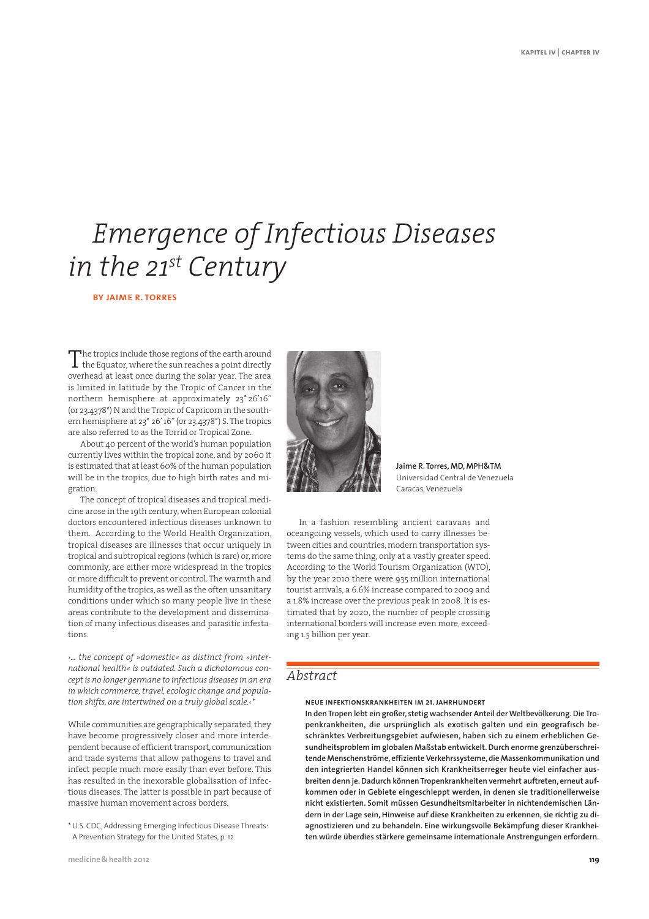# Emergence of Infectious Diseases in the 21st Century

**BY JAIME R. TORRES**

**Jaime R. Torres, MD, MPH&TM**
Universidad Central de Venezuela
Caracas, Venezuela

The tropics include those regions of the earth around the Equator, where the sun reaches a point directly overhead at least once during the solar year. The area is limited in latitude by the Tropic of Cancer in the northern hemisphere at approximately 23° 26′16″ (or 23.4378°) N and the Tropic of Capricorn in the southern hemisphere at 23° 26′ 16″ (or 23.4378°) S. The tropics are also referred to as the Torrid or Tropical Zone.

About 40 percent of the world's human population currently lives within the tropical zone, and by 2060 it is estimated that at least 60% of the human population will be in the tropics, due to high birth rates and migration.

The concept of tropical diseases and tropical medicine arose in the 19th century, when European colonial doctors encountered infectious diseases unknown to them. According to the World Health Organization, tropical diseases are illnesses that occur uniquely in tropical and subtropical regions (which is rare) or, more commonly, are either more widespread in the tropics or more difficult to prevent or control. The warmth and humidity of the tropics, as well as the often unsanitary conditions under which so many people live in these areas contribute to the development and dissemination of many infectious diseases and parasitic infestations.

*›… the concept of »domestic« as distinct from »international health« is outdated. Such a dichotomous concept is no longer germane to infectious diseases in an era in which commerce, travel, ecologic change and population shifts, are intertwined on a truly global scale.‹ **

While communities are geographically separated, they have become progressively closer and more interdependent because of efficient transport, communication and trade systems that allow pathogens to travel and infect people much more easily than ever before. This has resulted in the inexorable globalisation of infectious diseases. The latter is possible in part because of massive human movement across borders.

In a fashion resembling ancient caravans and oceangoing vessels, which used to carry illnesses between cities and countries, modern transportation systems do the same thing, only at a vastly greater speed. According to the World Tourism Organization (WTO), by the year 2010 there were 935 million international tourist arrivals, a 6.6% increase compared to 2009 and a 1.8% increase over the previous peak in 2008. It is estimated that by 2020, the number of people crossing international borders will increase even more, exceeding 1.5 billion per year.

\* U.S. CDC, Addressing Emerging Infectious Disease Threats: A Prevention Strategy for the United States, p. 12

## Abstract

**NEUE INFEKTIONSKRANKHEITEN IM 21. JAHRHUNDERT**

**In den Tropen lebt ein großer, stetig wachsender Anteil der Weltbevölkerung. Die Tropenkrankheiten, die ursprünglich als exotisch galten und ein geografisch beschränktes Verbreitungsgebiet aufwiesen, haben sich zu einem erheblichen Gesundheitsproblem im globalen Maßstab entwickelt. Durch enorme grenzüberschreitende Menschenströme, effiziente Verkehrssysteme, die Massenkommunikation und den integrierten Handel können sich Krankheitserreger heute viel einfacher ausbreiten denn je. Dadurch können Tropenkrankheiten vermehrt auftreten, erneut aufkommen oder in Gebiete eingeschleppt werden, in denen sie traditionellerweise nicht existierten. Somit müssen Gesundheitsmitarbeiter in nichtendemischen Ländern in der Lage sein, Hinweise auf diese Krankheiten zu erkennen, sie richtig zu diagnostizieren und zu behandeln. Eine wirkungsvolle Bekämpfung dieser Krankheiten würde überdies stärkere gemeinsame internationale Anstrengungen erfordern.**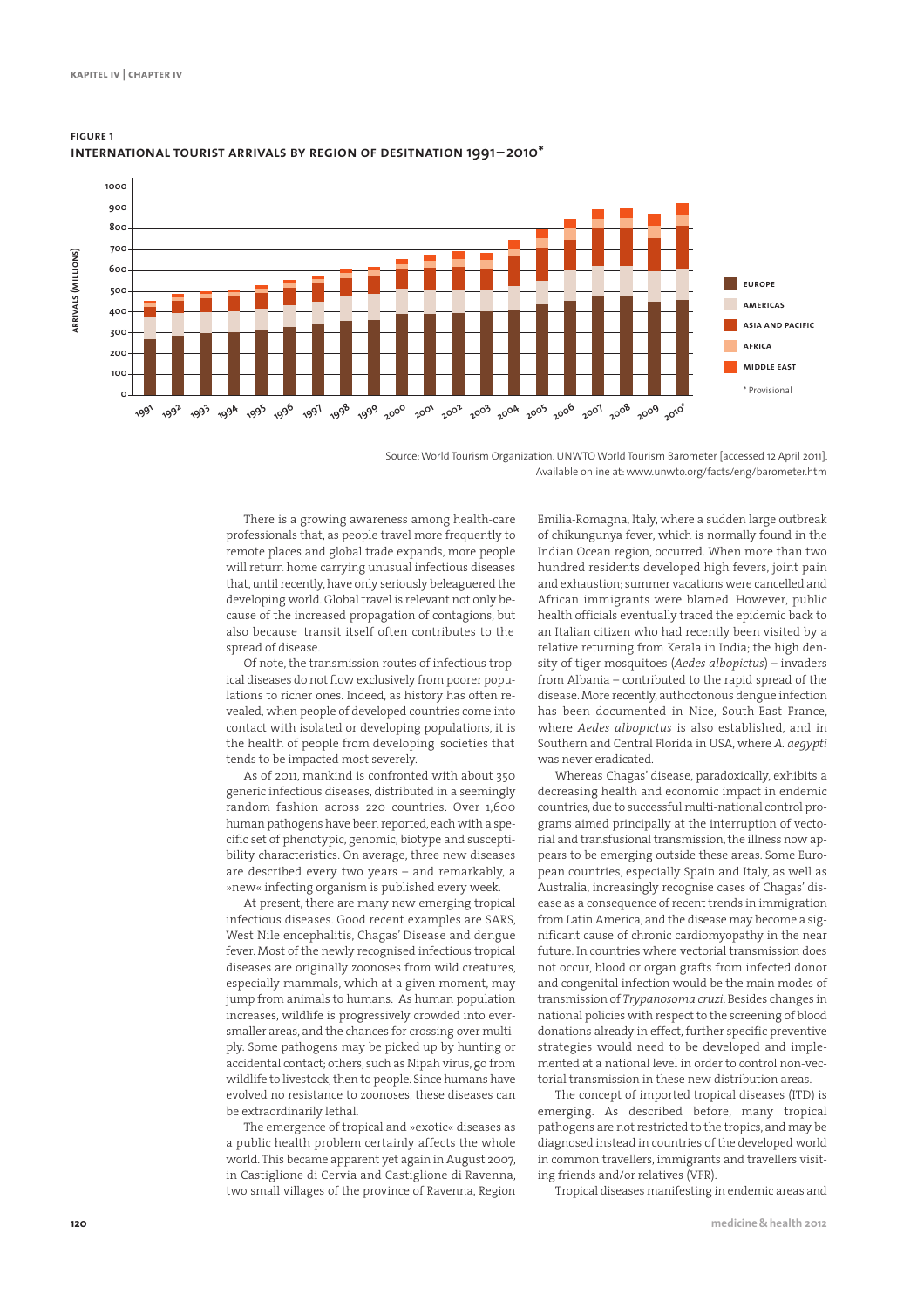**FIGURE 1**
**INTERNATIONAL TOURIST ARRIVALS BY REGION OF DESITNATION 1991–2010***

Arrivals (millions) — Europe, Americas, Asia and Pacific, Africa, Middle East

\* Provisional

Source: World Tourism Organization. UNWTO World Tourism Barometer [accessed 12 April 2011]. Available online at: www.unwto.org/facts/eng/barometer.htm

There is a growing awareness among health-care professionals that, as people travel more frequently to remote places and global trade expands, more people will return home carrying unusual infectious diseases that, until recently, have only seriously beleaguered the developing world. Global travel is relevant not only because of the increased propagation of contagions, but also because transit itself often contributes to the spread of disease.

Of note, the transmission routes of infectious tropical diseases do not flow exclusively from poorer populations to richer ones. Indeed, as history has often revealed, when people of developed countries come into contact with isolated or developing populations, it is the health of people from developing societies that tends to be impacted most severely.

As of 2011, mankind is confronted with about 350 generic infectious diseases, distributed in a seemingly random fashion across 220 countries. Over 1,600 human pathogens have been reported, each with a specific set of phenotypic, genomic, biotype and susceptibility characteristics. On average, three new diseases are described every two years – and remarkably, a »new« infecting organism is published every week.

At present, there are many new emerging tropical infectious diseases. Good recent examples are SARS, West Nile encephalitis, Chagas' Disease and dengue fever. Most of the newly recognised infectious tropical diseases are originally zoonoses from wild creatures, especially mammals, which at a given moment, may jump from animals to humans. As human population increases, wildlife is progressively crowded into ever-smaller areas, and the chances for crossing over multiply. Some pathogens may be picked up by hunting or accidental contact; others, such as Nipah virus, go from wildlife to livestock, then to people. Since humans have evolved no resistance to zoonoses, these diseases can be extraordinarily lethal.

The emergence of tropical and »exotic« diseases as a public health problem certainly affects the whole world. This became apparent yet again in August 2007, in Castiglione di Cervia and Castiglione di Ravenna, two small villages of the province of Ravenna, Region Emilia-Romagna, Italy, where a sudden large outbreak of chikungunya fever, which is normally found in the Indian Ocean region, occurred. When more than two hundred residents developed high fevers, joint pain and exhaustion; summer vacations were cancelled and African immigrants were blamed. However, public health officials eventually traced the epidemic back to an Italian citizen who had recently been visited by a relative returning from Kerala in India; the high density of tiger mosquitoes (*Aedes albopictus*) – invaders from Albania – contributed to the rapid spread of the disease. More recently, authoctonous dengue infection has been documented in Nice, South-East France, where *Aedes albopictus* is also established, and in Southern and Central Florida in USA, where *A. aegypti* was never eradicated.

Whereas Chagas' disease, paradoxically, exhibits a decreasing health and economic impact in endemic countries, due to successful multi-national control programs aimed principally at the interruption of vectorial and transfusional transmission, the illness now appears to be emerging outside these areas. Some European countries, especially Spain and Italy, as well as Australia, increasingly recognise cases of Chagas' disease as a consequence of recent trends in immigration from Latin America, and the disease may become a significant cause of chronic cardiomyopathy in the near future. In countries where vectorial transmission does not occur, blood or organ grafts from infected donor and congenital infection would be the main modes of transmission of *Trypanosoma cruzi*. Besides changes in national policies with respect to the screening of blood donations already in effect, further specific preventive strategies would need to be developed and implemented at a national level in order to control non-vectorial transmission in these new distribution areas.

The concept of imported tropical diseases (ITD) is emerging. As described before, many tropical pathogens are not restricted to the tropics, and may be diagnosed instead in countries of the developed world in common travellers, immigrants and travellers visiting friends and/or relatives (VFR).

Tropical diseases manifesting in endemic areas and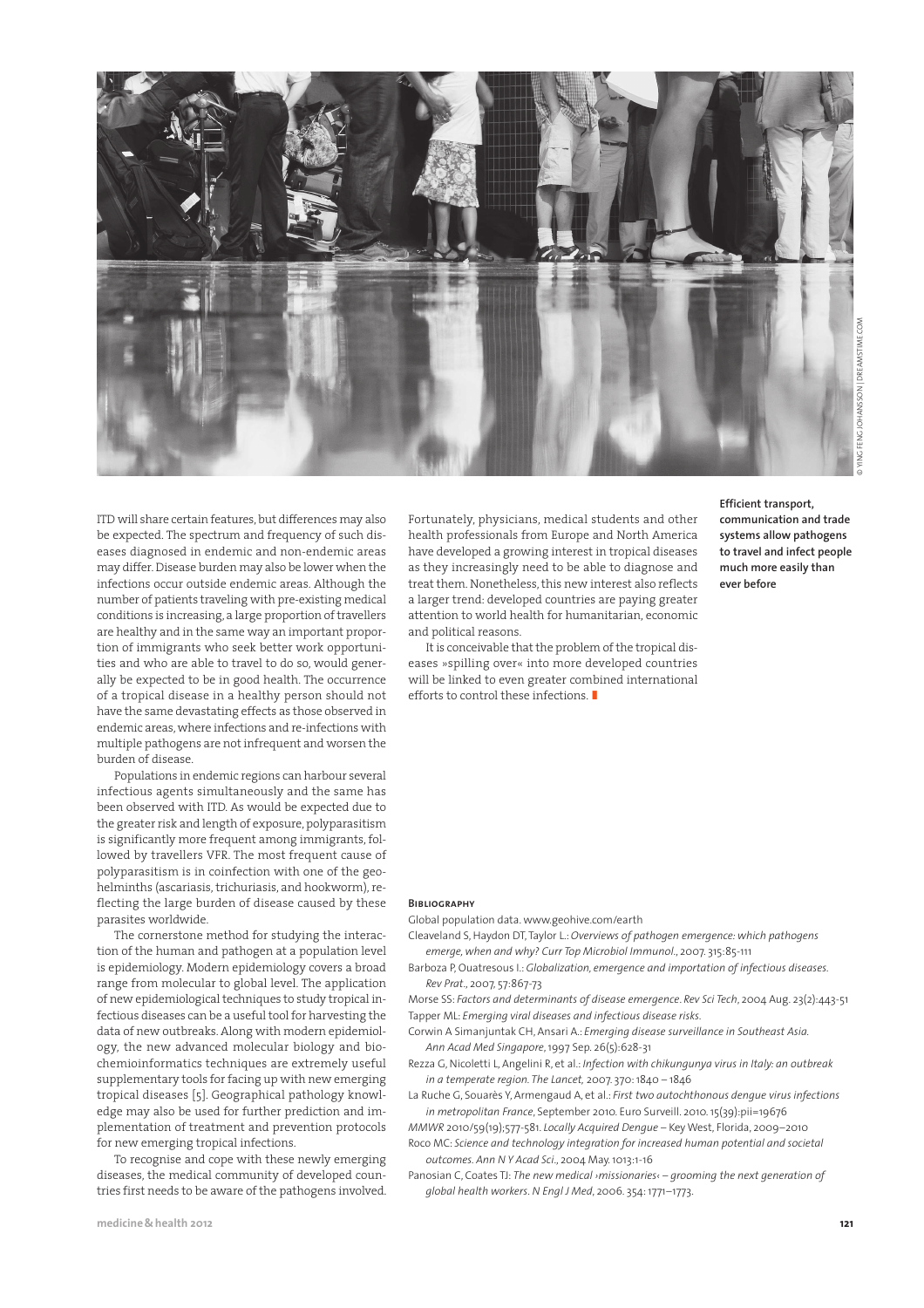ITD will share certain features, but differences may also be expected. The spectrum and frequency of such diseases diagnosed in endemic and non-endemic areas may differ. Disease burden may also be lower when the infections occur outside endemic areas. Although the number of patients traveling with pre-existing medical conditions is increasing, a large proportion of travellers are healthy and in the same way an important proportion of immigrants who seek better work opportunities and who are able to travel to do so, would generally be expected to be in good health. The occurrence of a tropical disease in a healthy person should not have the same devastating effects as those observed in endemic areas, where infections and re-infections with multiple pathogens are not infrequent and worsen the burden of disease.

Populations in endemic regions can harbour several infectious agents simultaneously and the same has been observed with ITD. As would be expected due to the greater risk and length of exposure, polyparasitism is significantly more frequent among immigrants, followed by travellers VFR. The most frequent cause of polyparasitism is in coinfection with one of the geohelminths (ascariasis, trichuriasis, and hookworm), reflecting the large burden of disease caused by these parasites worldwide.

The cornerstone method for studying the interaction of the human and pathogen at a population level is epidemiology. Modern epidemiology covers a broad range from molecular to global level. The application of new epidemiological techniques to study tropical infectious diseases can be a useful tool for harvesting the data of new outbreaks. Along with modern epidemiology, the new advanced molecular biology and biochemioinformatics techniques are extremely useful supplementary tools for facing up with new emerging tropical diseases [5]. Geographical pathology knowledge may also be used for further prediction and implementation of treatment and prevention protocols for new emerging tropical infections.

To recognise and cope with these newly emerging diseases, the medical community of developed countries first needs to be aware of the pathogens involved. Fortunately, physicians, medical students and other health professionals from Europe and North America have developed a growing interest in tropical diseases as they increasingly need to be able to diagnose and treat them. Nonetheless, this new interest also reflects a larger trend: developed countries are paying greater attention to world health for humanitarian, economic and political reasons.

It is conceivable that the problem of the tropical diseases »spilling over« into more developed countries will be linked to even greater combined international efforts to control these infections.

**Efficient transport, communication and trade systems allow pathogens to travel and infect people much more easily than ever before**

## Bibliography

Global population data. www.geohive.com/earth

Cleaveland S, Haydon DT, Taylor L.: *Overviews of pathogen emergence: which pathogens emerge, when and why? Curr Top Microbiol Immunol.*, 2007. 315:85-111

Barboza P, Ouatresous I.: *Globalization, emergence and importation of infectious diseases. Rev Prat.*, 2007, 57:867-73

Morse SS: *Factors and determinants of disease emergence. Rev Sci Tech*, 2004 Aug. 23(2):443-51

Tapper ML: *Emerging viral diseases and infectious disease risks.*

Corwin A Simanjuntak CH, Ansari A.: *Emerging disease surveillance in Southeast Asia. Ann Acad Med Singapore*, 1997 Sep. 26(5):628-31

Rezza G, Nicoletti L, Angelini R, et al.: *Infection with chikungunya virus in Italy: an outbreak in a temperate region. The Lancet,* 2007. 370: 1840 – 1846

La Ruche G, Souarès Y, Armengaud A, et al.: *First two autochthonous dengue virus infections in metropolitan France*, September 2010. Euro Surveill. 2010. 15(39):pii=19676

*MMWR* 2010/59(19);577-581. *Locally Acquired Dengue* – Key West, Florida, 2009–2010

Roco MC: *Science and technology integration for increased human potential and societal outcomes. Ann N Y Acad Sci.*, 2004 May. 1013:1-16

Panosian C, Coates TJ: *The new medical ›missionaries‹ – grooming the next generation of global health workers. N Engl J Med*, 2006. 354: 1771–1773.